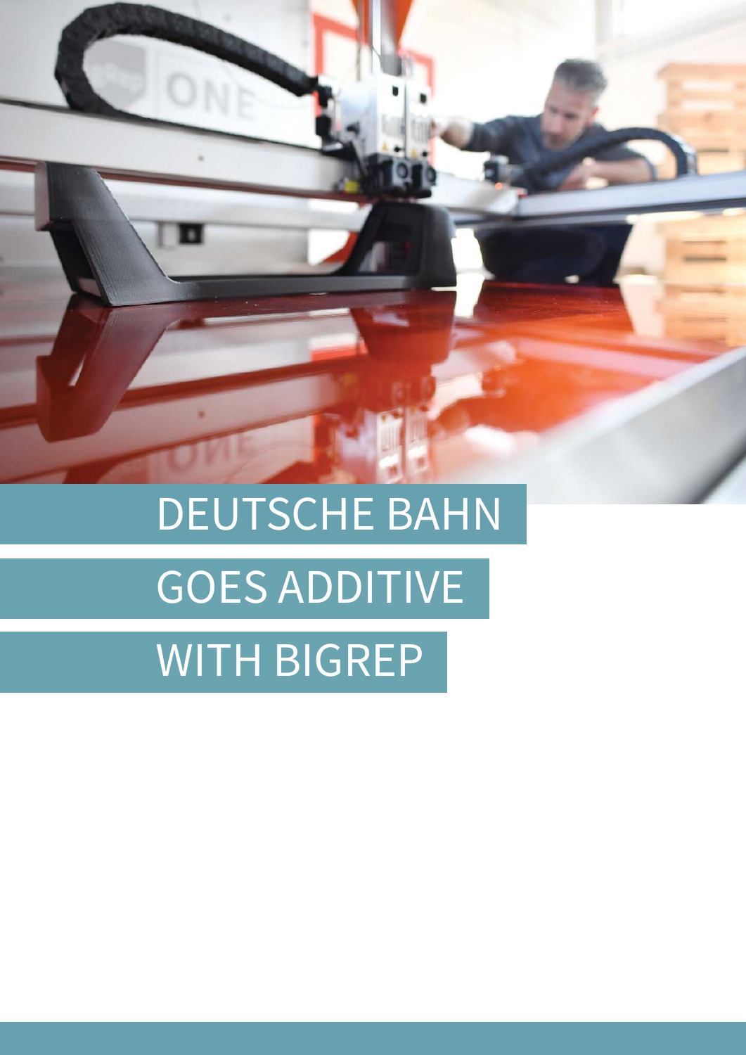# DEUTSCHE BAHN GOES ADDITIVE WITH BIGREP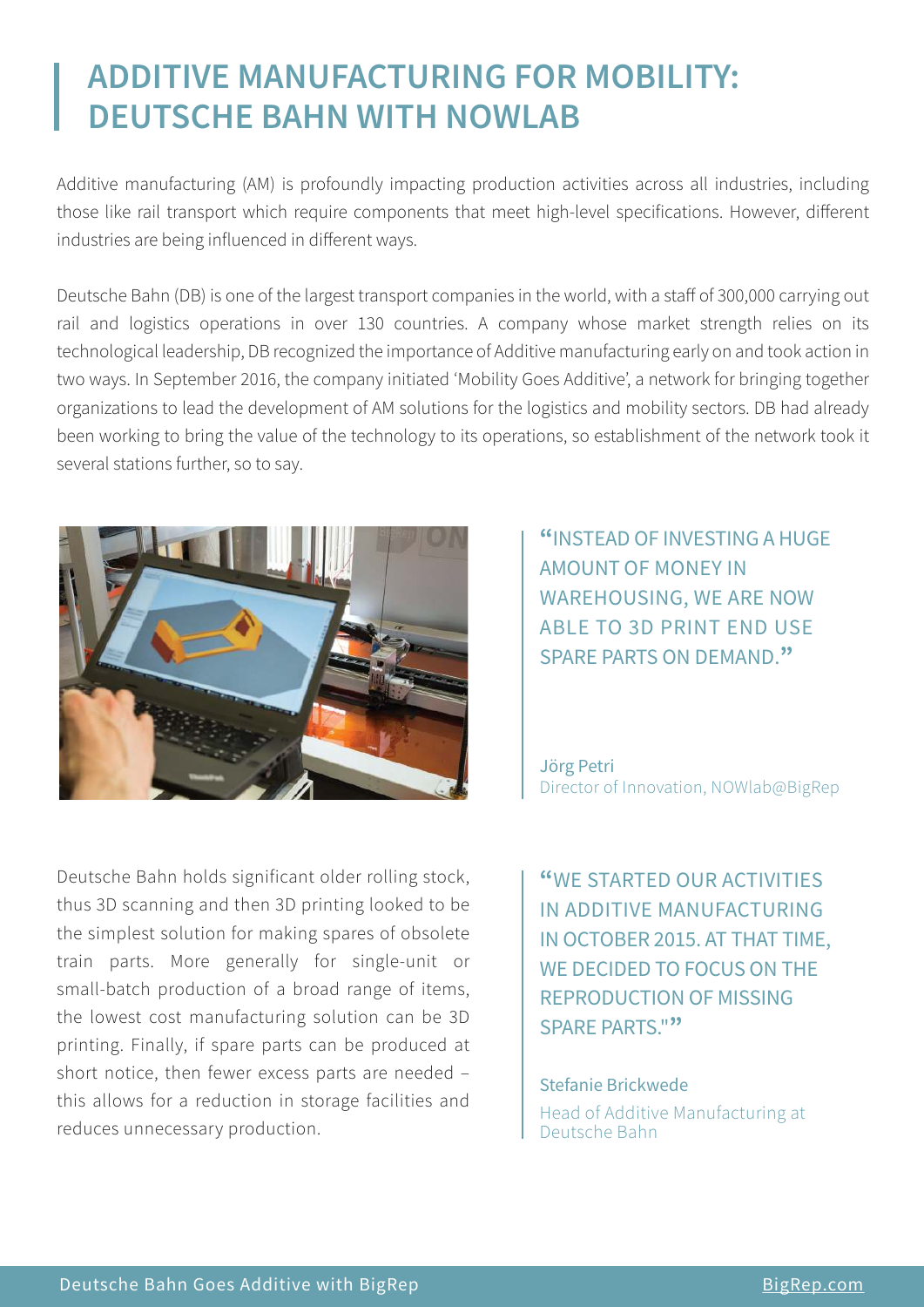# ADDITIVE MANUFACTURING FOR MOBILITY: DEUTSCHE BAHN WITH NOWLAB

Additive manufacturing (AM) is profoundly impacting production activities across all industries, including those like rail transport which require components that meet high-level specifications. However, different industries are being influenced in different ways.

Deutsche Bahn (DB) is one of the largest transport companies in the world, with a staff of 300,000 carrying out rail and logistics operations in over 130 countries. A company whose market strength relies on its technological leadership, DB recognized the importance of Additive manufacturing early on and took action in two ways. In September 2016, the company initiated 'Mobility Goes Additive', a network for bringing together organizations to lead the development of AM solutions for the logistics and mobility sectors. DB had already been working to bring the value of the technology to its operations, so establishment of the network took it several stations further, so to say.

> "INSTEAD OF INVESTING A HUGE AMOUNT OF MONEY IN WAREHOUSING, WE ARE NOW ABLE TO 3D PRINT END USE SPARE PARTS ON DEMAND."
>
> Jörg Petri
> Director of Innovation, NOWlab@BigRep

Deutsche Bahn holds significant older rolling stock, thus 3D scanning and then 3D printing looked to be the simplest solution for making spares of obsolete train parts. More generally for single-unit or small-batch production of a broad range of items, the lowest cost manufacturing solution can be 3D printing. Finally, if spare parts can be produced at short notice, then fewer excess parts are needed – this allows for a reduction in storage facilities and reduces unnecessary production.

> "WE STARTED OUR ACTIVITIES IN ADDITIVE MANUFACTURING IN OCTOBER 2015. AT THAT TIME, WE DECIDED TO FOCUS ON THE REPRODUCTION OF MISSING SPARE PARTS.""
>
> Stefanie Brickwede
> Head of Additive Manufacturing at Deutsche Bahn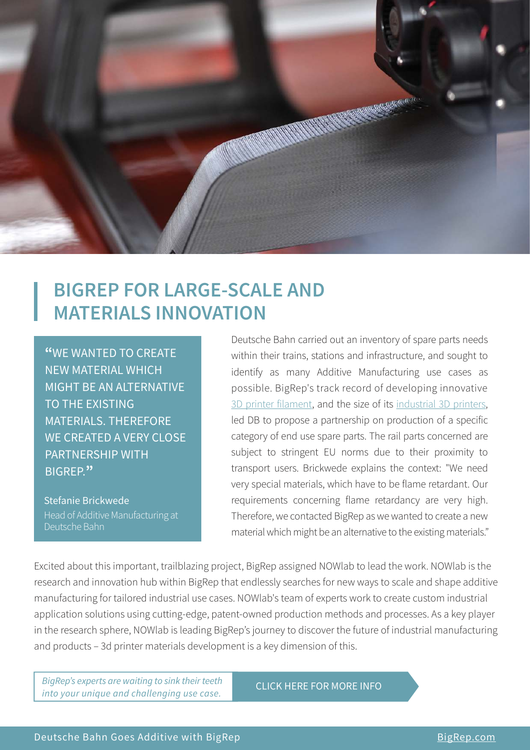# BIGREP FOR LARGE-SCALE AND MATERIALS INNOVATION

> **"WE WANTED TO CREATE NEW MATERIAL WHICH MIGHT BE AN ALTERNATIVE TO THE EXISTING MATERIALS. THEREFORE WE CREATED A VERY CLOSE PARTNERSHIP WITH BIGREP."**
>
> Stefanie Brickwede
> Head of Additive Manufacturing at Deutsche Bahn

Deutsche Bahn carried out an inventory of spare parts needs within their trains, stations and infrastructure, and sought to identify as many Additive Manufacturing use cases as possible. BigRep's track record of developing innovative 3D printer filament, and the size of its industrial 3D printers, led DB to propose a partnership on production of a specific category of end use spare parts. The rail parts concerned are subject to stringent EU norms due to their proximity to transport users. Brickwede explains the context: "We need very special materials, which have to be flame retardant. Our requirements concerning flame retardancy are very high. Therefore, we contacted BigRep as we wanted to create a new material which might be an alternative to the existing materials."

Excited about this important, trailblazing project, BigRep assigned NOWlab to lead the work. NOWlab is the research and innovation hub within BigRep that endlessly searches for new ways to scale and shape additive manufacturing for tailored industrial use cases. NOWlab's team of experts work to create custom industrial application solutions using cutting-edge, patent-owned production methods and processes. As a key player in the research sphere, NOWlab is leading BigRep's journey to discover the future of industrial manufacturing and products – 3d printer materials development is a key dimension of this.

*BigRep's experts are waiting to sink their teeth into your unique and challenging use case.*

CLICK HERE FOR MORE INFO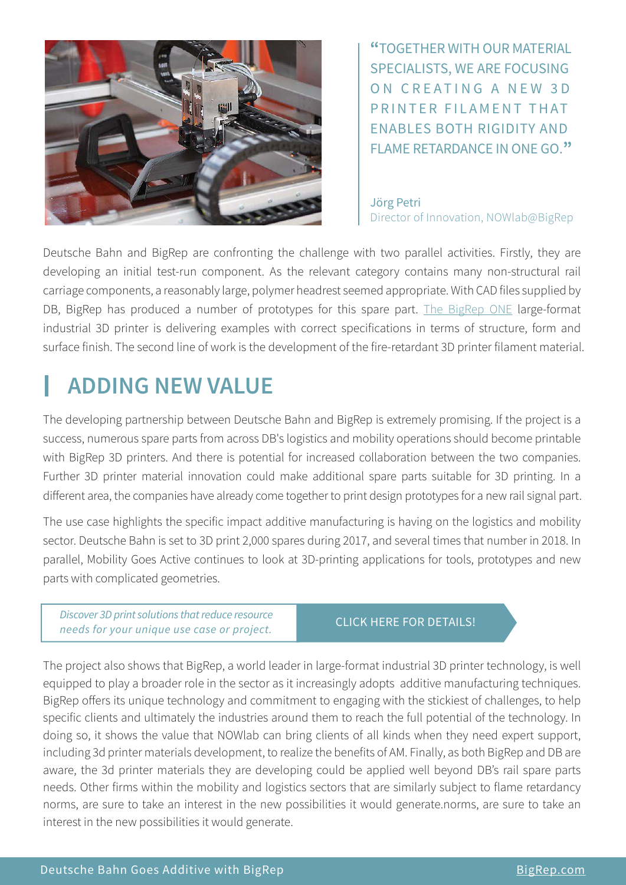> "TOGETHER WITH OUR MATERIAL SPECIALISTS, WE ARE FOCUSING ON CREATING A NEW 3D PRINTER FILAMENT THAT ENABLES BOTH RIGIDITY AND FLAME RETARDANCE IN ONE GO."
>
> Jörg Petri
> Director of Innovation, NOWlab@BigRep

Deutsche Bahn and BigRep are confronting the challenge with two parallel activities. Firstly, they are developing an initial test-run component. As the relevant category contains many non-structural rail carriage components, a reasonably large, polymer headrest seemed appropriate. With CAD files supplied by DB, BigRep has produced a number of prototypes for this spare part. The BigRep ONE large-format industrial 3D printer is delivering examples with correct specifications in terms of structure, form and surface finish. The second line of work is the development of the fire-retardant 3D printer filament material.

## ADDING NEW VALUE

The developing partnership between Deutsche Bahn and BigRep is extremely promising. If the project is a success, numerous spare parts from across DB's logistics and mobility operations should become printable with BigRep 3D printers. And there is potential for increased collaboration between the two companies. Further 3D printer material innovation could make additional spare parts suitable for 3D printing. In a different area, the companies have already come together to print design prototypes for a new rail signal part.

The use case highlights the specific impact additive manufacturing is having on the logistics and mobility sector. Deutsche Bahn is set to 3D print 2,000 spares during 2017, and several times that number in 2018. In parallel, Mobility Goes Active continues to look at 3D-printing applications for tools, prototypes and new parts with complicated geometries.

*Discover 3D print solutions that reduce resource needs for your unique use case or project.*

CLICK HERE FOR DETAILS!

The project also shows that BigRep, a world leader in large-format industrial 3D printer technology, is well equipped to play a broader role in the sector as it increasingly adopts additive manufacturing techniques. BigRep offers its unique technology and commitment to engaging with the stickiest of challenges, to help specific clients and ultimately the industries around them to reach the full potential of the technology. In doing so, it shows the value that NOWlab can bring clients of all kinds when they need expert support, including 3d printer materials development, to realize the benefits of AM. Finally, as both BigRep and DB are aware, the 3d printer materials they are developing could be applied well beyond DB's rail spare parts needs. Other firms within the mobility and logistics sectors that are similarly subject to flame retardancy norms, are sure to take an interest in the new possibilities it would generate.norms, are sure to take an interest in the new possibilities it would generate.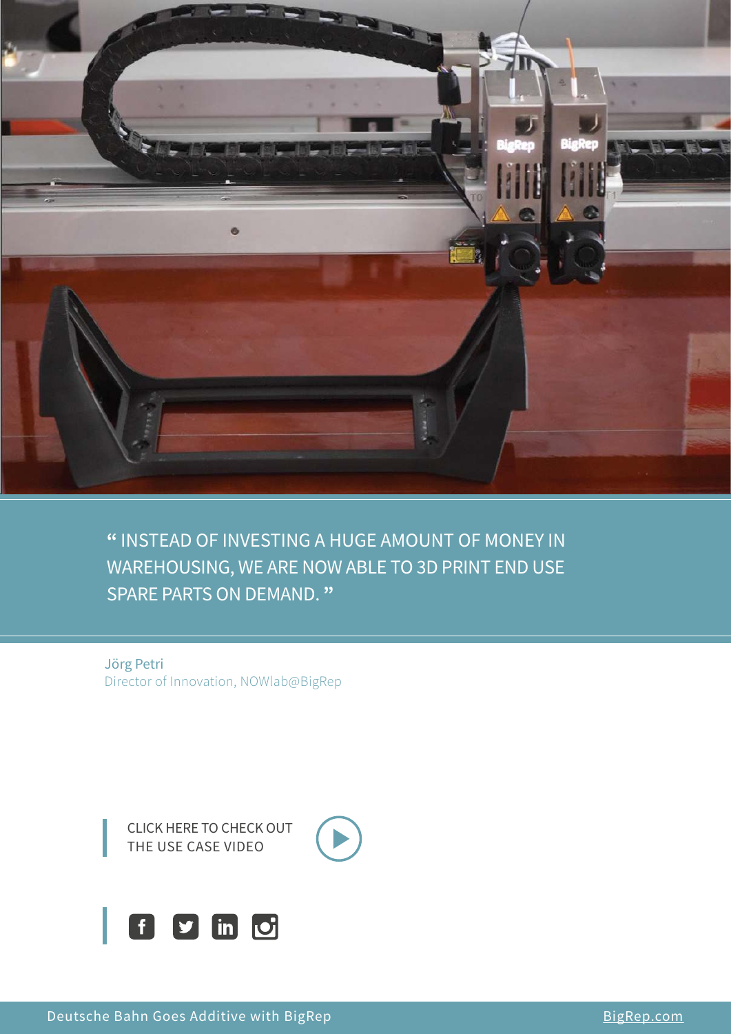> " INSTEAD OF INVESTING A HUGE AMOUNT OF MONEY IN WAREHOUSING, WE ARE NOW ABLE TO 3D PRINT END USE SPARE PARTS ON DEMAND. "

Jörg Petri
Director of Innovation, NOWlab@BigRep

CLICK HERE TO CHECK OUT THE USE CASE VIDEO